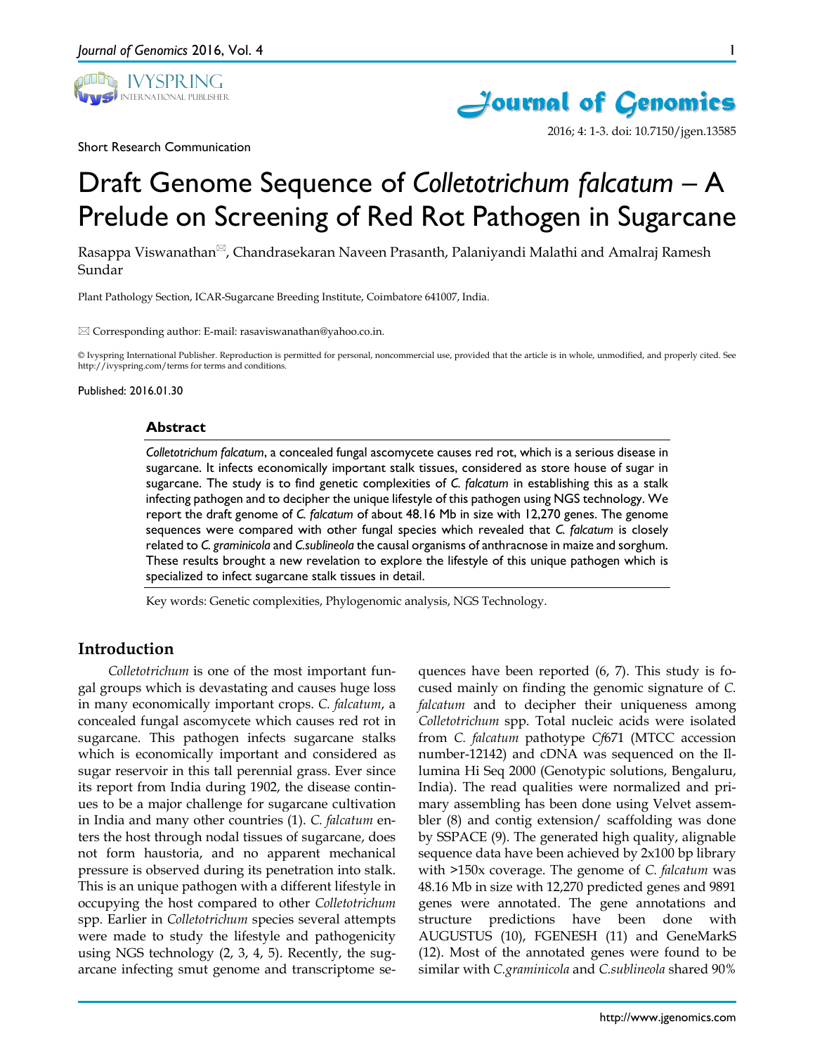Short Research Communication

# Draft Genome Sequence of *Colletotrichum falcatum* – A Prelude on Screening of Red Rot Pathogen in Sugarcane

Rasappa Viswanathan✉, Chandrasekaran Naveen Prasanth, Palaniyandi Malathi and Amalraj Ramesh Sundar

Plant Pathology Section, ICAR-Sugarcane Breeding Institute, Coimbatore 641007, India.

✉ Corresponding author: E-mail: rasaviswanathan@yahoo.co.in.

© Ivyspring International Publisher. Reproduction is permitted for personal, noncommercial use, provided that the article is in whole, unmodified, and properly cited. See http://ivyspring.com/terms for terms and conditions.

Published: 2016.01.30

## Abstract

*Colletotrichum falcatum*, a concealed fungal ascomycete causes red rot, which is a serious disease in sugarcane. It infects economically important stalk tissues, considered as store house of sugar in sugarcane. The study is to find genetic complexities of *C. falcatum* in establishing this as a stalk infecting pathogen and to decipher the unique lifestyle of this pathogen using NGS technology. We report the draft genome of *C. falcatum* of about 48.16 Mb in size with 12,270 genes. The genome sequences were compared with other fungal species which revealed that *C. falcatum* is closely related to *C. graminicola* and *C.sublineola* the causal organisms of anthracnose in maize and sorghum. These results brought a new revelation to explore the lifestyle of this unique pathogen which is specialized to infect sugarcane stalk tissues in detail.

Key words: Genetic complexities, Phylogenomic analysis, NGS Technology.

## Introduction

*Colletotrichum* is one of the most important fungal groups which is devastating and causes huge loss in many economically important crops. *C. falcatum*, a concealed fungal ascomycete which causes red rot in sugarcane. This pathogen infects sugarcane stalks which is economically important and considered as sugar reservoir in this tall perennial grass. Ever since its report from India during 1902, the disease continues to be a major challenge for sugarcane cultivation in India and many other countries (1). *C. falcatum* enters the host through nodal tissues of sugarcane, does not form haustoria, and no apparent mechanical pressure is observed during its penetration into stalk. This is an unique pathogen with a different lifestyle in occupying the host compared to other *Colletotrichum* spp. Earlier in *Colletotrichum* species several attempts were made to study the lifestyle and pathogenicity using NGS technology (2, 3, 4, 5). Recently, the sugarcane infecting smut genome and transcriptome sequences have been reported (6, 7). This study is focused mainly on finding the genomic signature of *C. falcatum* and to decipher their uniqueness among *Colletotrichum* spp. Total nucleic acids were isolated from *C. falcatum* pathotype *Cf*671 (MTCC accession number-12142) and cDNA was sequenced on the Illumina Hi Seq 2000 (Genotypic solutions, Bengaluru, India). The read qualities were normalized and primary assembling has been done using Velvet assembler (8) and contig extension/ scaffolding was done by SSPACE (9). The generated high quality, alignable sequence data have been achieved by 2x100 bp library with >150x coverage. The genome of *C. falcatum* was 48.16 Mb in size with 12,270 predicted genes and 9891 genes were annotated. The gene annotations and structure predictions have been done with AUGUSTUS (10), FGENESH (11) and GeneMarkS (12). Most of the annotated genes were found to be similar with *C.graminicola* and *C.sublineola* shared 90%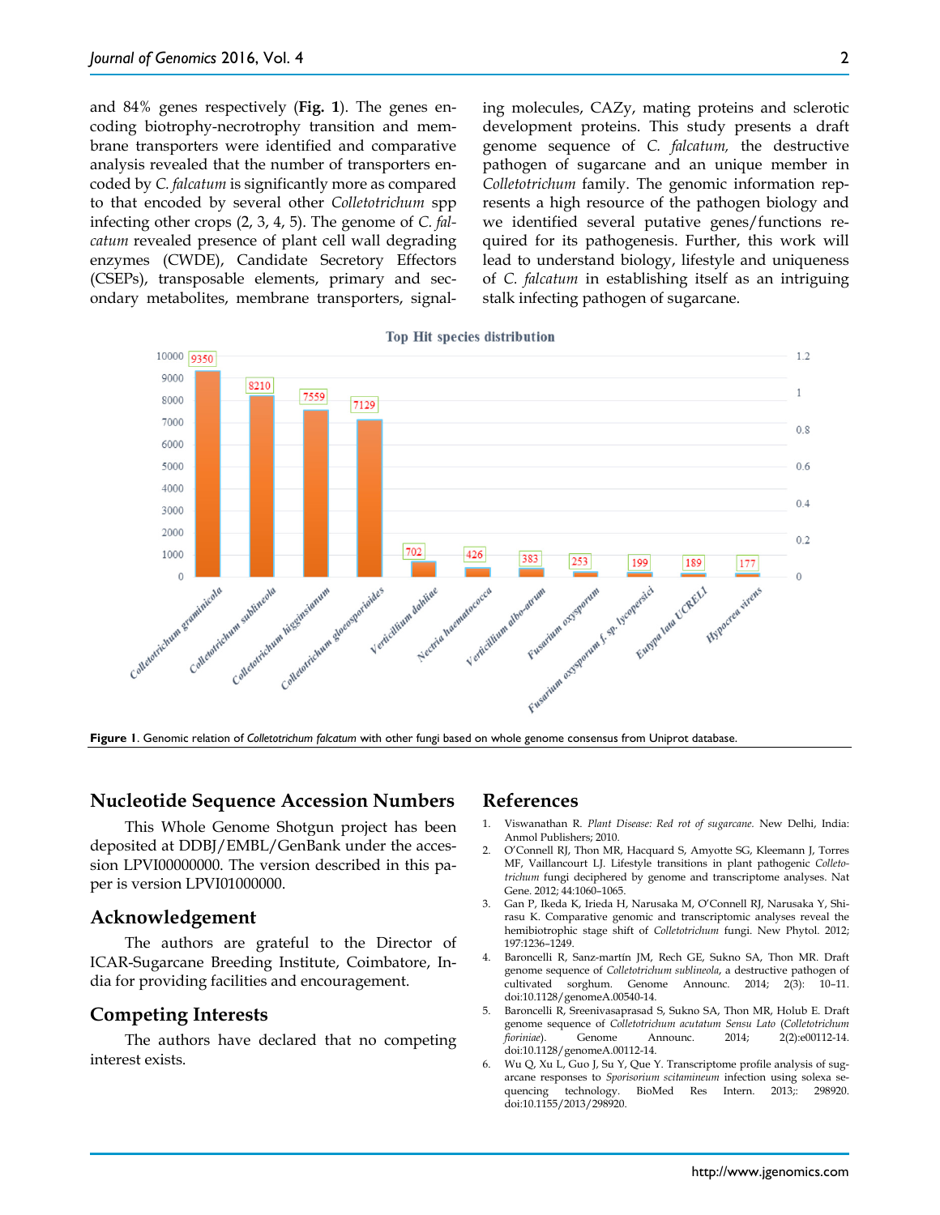and 84% genes respectively (**Fig. 1**). The genes encoding biotrophy-necrotrophy transition and membrane transporters were identified and comparative analysis revealed that the number of transporters encoded by *C. falcatum* is significantly more as compared to that encoded by several other *Colletotrichum* spp infecting other crops (2, 3, 4, 5). The genome of *C. falcatum* revealed presence of plant cell wall degrading enzymes (CWDE), Candidate Secretory Effectors (CSEPs), transposable elements, primary and secondary metabolites, membrane transporters, signaling molecules, CAZy, mating proteins and sclerotic development proteins. This study presents a draft genome sequence of *C. falcatum*, the destructive pathogen of sugarcane and an unique member in *Colletotrichum* family. The genomic information represents a high resource of the pathogen biology and we identified several putative genes/functions required for its pathogenesis. Further, this work will lead to understand biology, lifestyle and uniqueness of *C. falcatum* in establishing itself as an intriguing stalk infecting pathogen of sugarcane.

**Figure 1**. Genomic relation of *Colletotrichum falcatum* with other fungi based on whole genome consensus from Uniprot database.

## Nucleotide Sequence Accession Numbers

This Whole Genome Shotgun project has been deposited at DDBJ/EMBL/GenBank under the accession LPVI00000000. The version described in this paper is version LPVI01000000.

## Acknowledgement

The authors are grateful to the Director of ICAR-Sugarcane Breeding Institute, Coimbatore, India for providing facilities and encouragement.

## Competing Interests

The authors have declared that no competing interest exists.

## References

1. Viswanathan R. *Plant Disease: Red rot of sugarcane*. New Delhi, India: Anmol Publishers; 2010.
2. O'Connell RJ, Thon MR, Hacquard S, Amyotte SG, Kleemann J, Torres MF, Vaillancourt LJ. Lifestyle transitions in plant pathogenic *Colletotrichum* fungi deciphered by genome and transcriptome analyses. Nat Gene. 2012; 44:1060–1065.
3. Gan P, Ikeda K, Irieda H, Narusaka M, O'Connell RJ, Narusaka Y, Shirasu K. Comparative genomic and transcriptomic analyses reveal the hemibiotrophic stage shift of *Colletotrichum* fungi. New Phytol. 2012; 197:1236–1249.
4. Baroncelli R, Sanz-martín JM, Rech GE, Sukno SA, Thon MR. Draft genome sequence of *Colletotrichum sublineola*, a destructive pathogen of cultivated sorghum. Genome Announc. 2014; 2(3): 10–11. doi:10.1128/genomeA.00540-14.
5. Baroncelli R, Sreenivasaprasad S, Sukno SA, Thon MR, Holub E. Draft genome sequence of *Colletotrichum acutatum Sensu Lato* (*Colletotrichum fioriniae*). Genome Announc. 2014; 2(2):e00112-14. doi:10.1128/genomeA.00112-14.
6. Wu Q, Xu L, Guo J, Su Y, Que Y. Transcriptome profile analysis of sugarcane responses to *Sporisorium scitamineum* infection using solexa sequencing technology. BioMed Res Intern. 2013;: 298920. doi:10.1155/2013/298920.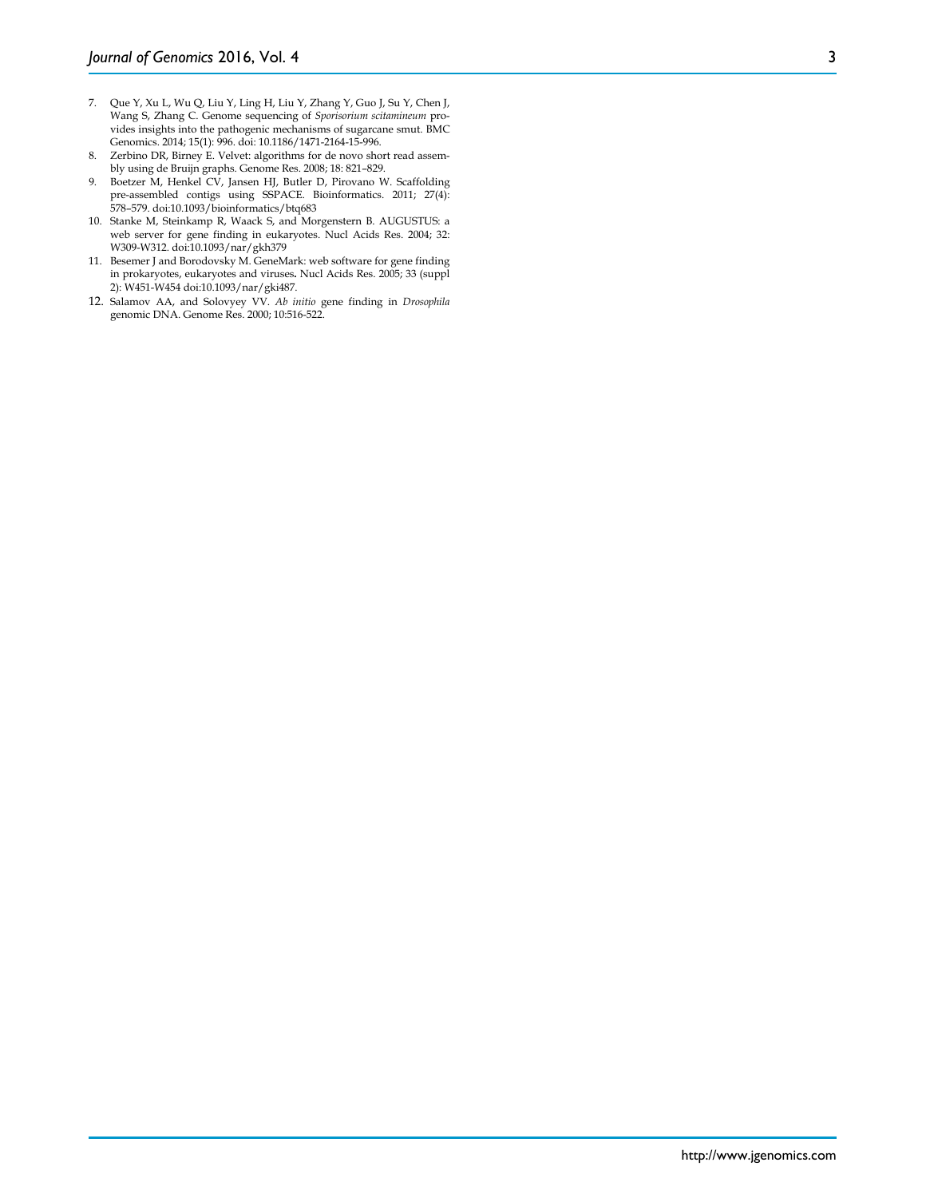7. Que Y, Xu L, Wu Q, Liu Y, Ling H, Liu Y, Zhang Y, Guo J, Su Y, Chen J, Wang S, Zhang C. Genome sequencing of *Sporisorium scitamineum* provides insights into the pathogenic mechanisms of sugarcane smut. BMC Genomics. 2014; 15(1): 996. doi: 10.1186/1471-2164-15-996.
8. Zerbino DR, Birney E. Velvet: algorithms for de novo short read assembly using de Bruijn graphs. Genome Res. 2008; 18: 821–829.
9. Boetzer M, Henkel CV, Jansen HJ, Butler D, Pirovano W. Scaffolding pre-assembled contigs using SSPACE. Bioinformatics. 2011; 27(4): 578–579. doi:10.1093/bioinformatics/btq683
10. Stanke M, Steinkamp R, Waack S, and Morgenstern B. AUGUSTUS: a web server for gene finding in eukaryotes. Nucl Acids Res. 2004; 32: W309-W312. doi:10.1093/nar/gkh379
11. Besemer J and Borodovsky M. GeneMark: web software for gene finding in prokaryotes, eukaryotes and viruses**.** Nucl Acids Res. 2005; 33 (suppl 2): W451-W454 doi:10.1093/nar/gki487.
12. Salamov AA, and Solovyey VV. *Ab initio* gene finding in *Drosophila* genomic DNA. Genome Res. 2000; 10:516-522.